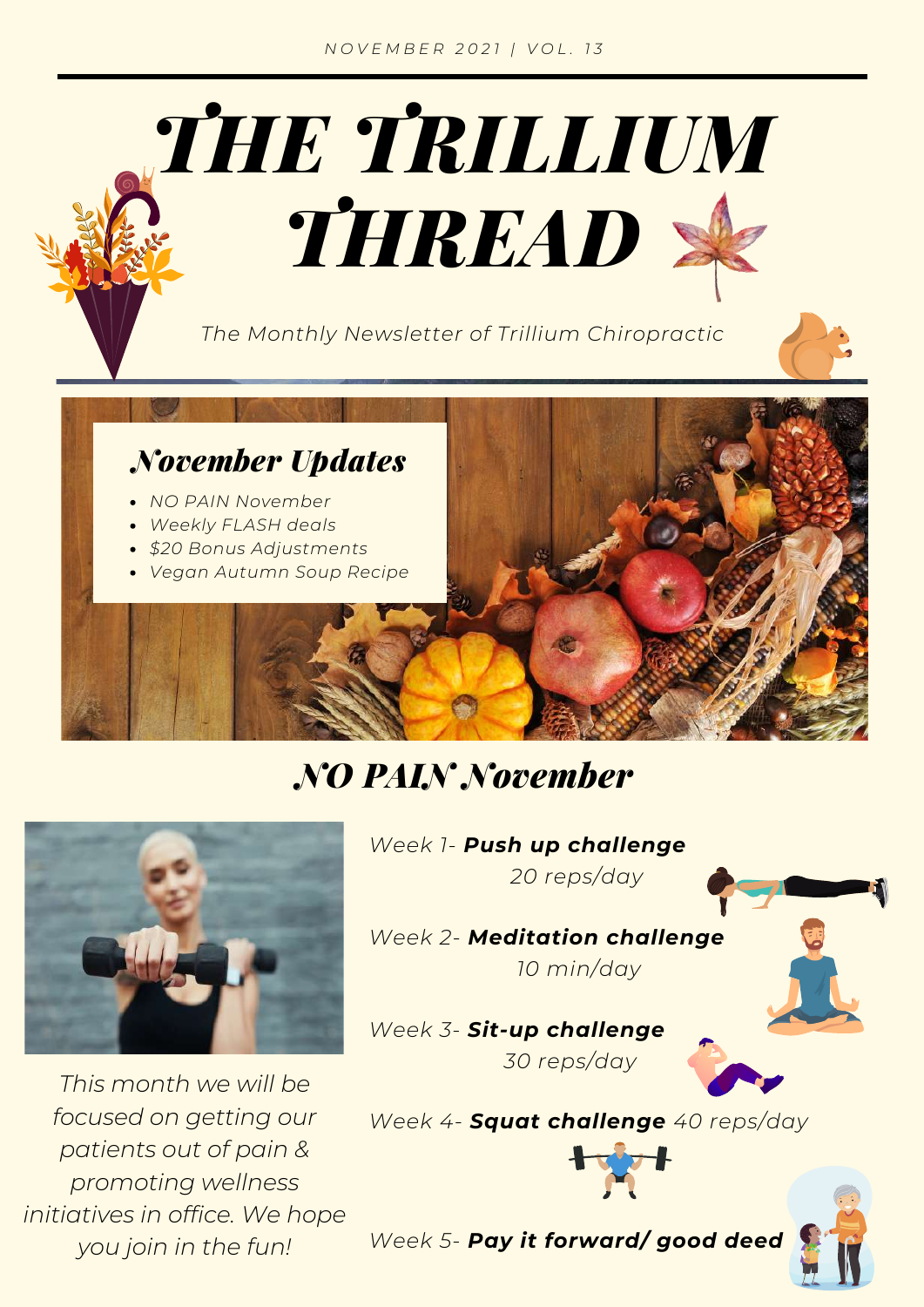NOVEMBER 2021 | VOL. 13

# THE TRILLIUM THREAD

*The Monthly Newsletter of Trillium Chiropractic*

## *November Updates*

- *NO PAIN November*
- *Weekly FLASH deals*
- *$20 Bonus Adjustments*
- *Vegan Autumn Soup Recipe*

## *NO PAIN November*

*This month we will be focused on getting our patients out of pain & promoting wellness initiatives in office. We hope you join in the fun!*

*Week 1-* ***Push up challenge***
*20 reps/day*

*Week 2-* ***Meditation challenge***
*10 min/day*

*Week 3-* ***Sit-up challenge***
*30 reps/day*

*Week 4-* ***Squat challenge*** *40 reps/day*

*Week 5-* ***Pay it forward/ good deed***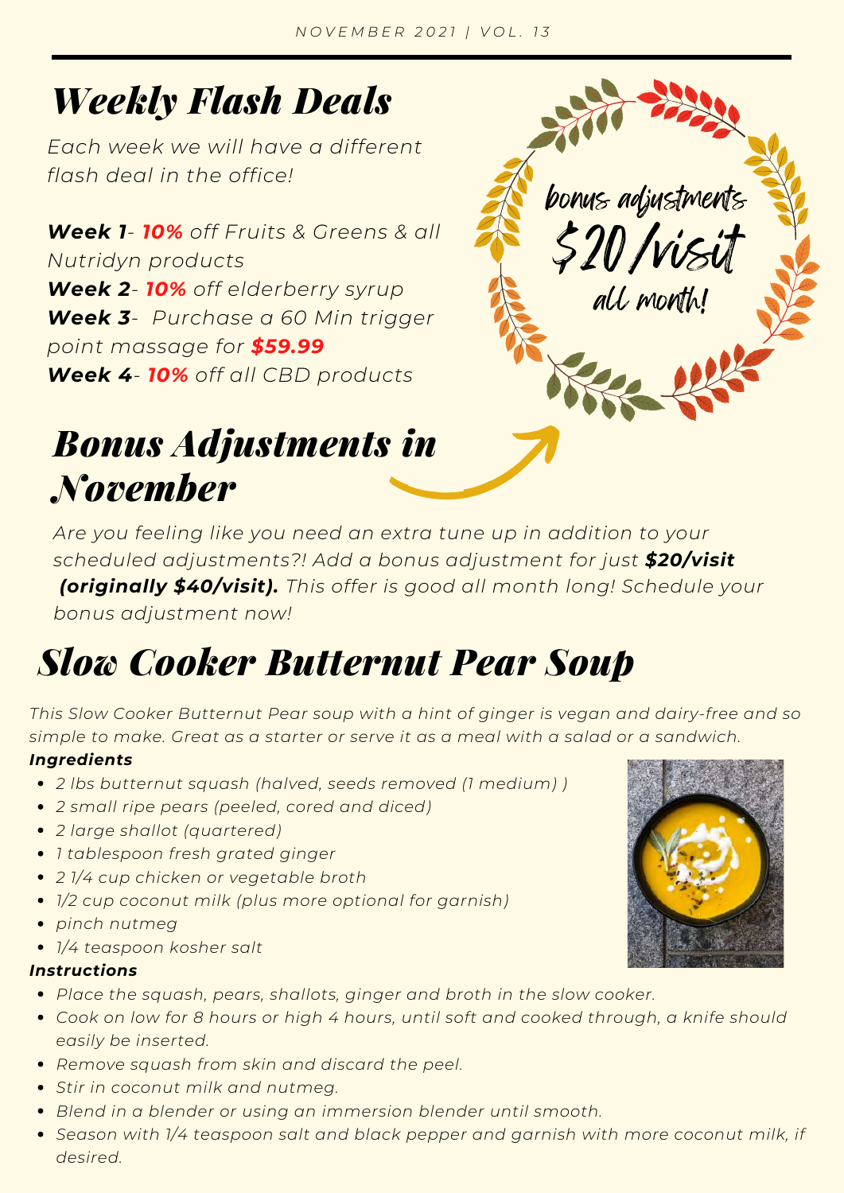# *Weekly Flash Deals*

*Each week we will have a different flash deal in the office!*

***Week 1*** *-* ***10%*** *off Fruits & Greens & all Nutridyn products*
***Week 2*** *-* ***10%*** *off elderberry syrup*
***Week 3*** *- Purchase a 60 Min trigger point massage for* ***$59.99***
***Week 4*** *-* ***10%*** *off all CBD products*

bonus adjustments
$20/visit
all month!

# *Bonus Adjustments in November*

*Are you feeling like you need an extra tune up in addition to your scheduled adjustments?! Add a bonus adjustment for just* ***$20/visit (originally $40/visit).*** *This offer is good all month long! Schedule your bonus adjustment now!*

# *Slow Cooker Butternut Pear Soup*

*This Slow Cooker Butternut Pear soup with a hint of ginger is vegan and dairy-free and so simple to make. Great as a starter or serve it as a meal with a salad or a sandwich.*

***Ingredients***

- *2 lbs butternut squash (halved, seeds removed (1 medium) )*
- *2 small ripe pears (peeled, cored and diced)*
- *2 large shallot (quartered)*
- *1 tablespoon fresh grated ginger*
- *2 1/4 cup chicken or vegetable broth*
- *1/2 cup coconut milk (plus more optional for garnish)*
- *pinch nutmeg*
- *1/4 teaspoon kosher salt*

***Instructions***

- *Place the squash, pears, shallots, ginger and broth in the slow cooker.*
- *Cook on low for 8 hours or high 4 hours, until soft and cooked through, a knife should easily be inserted.*
- *Remove squash from skin and discard the peel.*
- *Stir in coconut milk and nutmeg.*
- *Blend in a blender or using an immersion blender until smooth.*
- *Season with 1/4 teaspoon salt and black pepper and garnish with more coconut milk, if desired.*